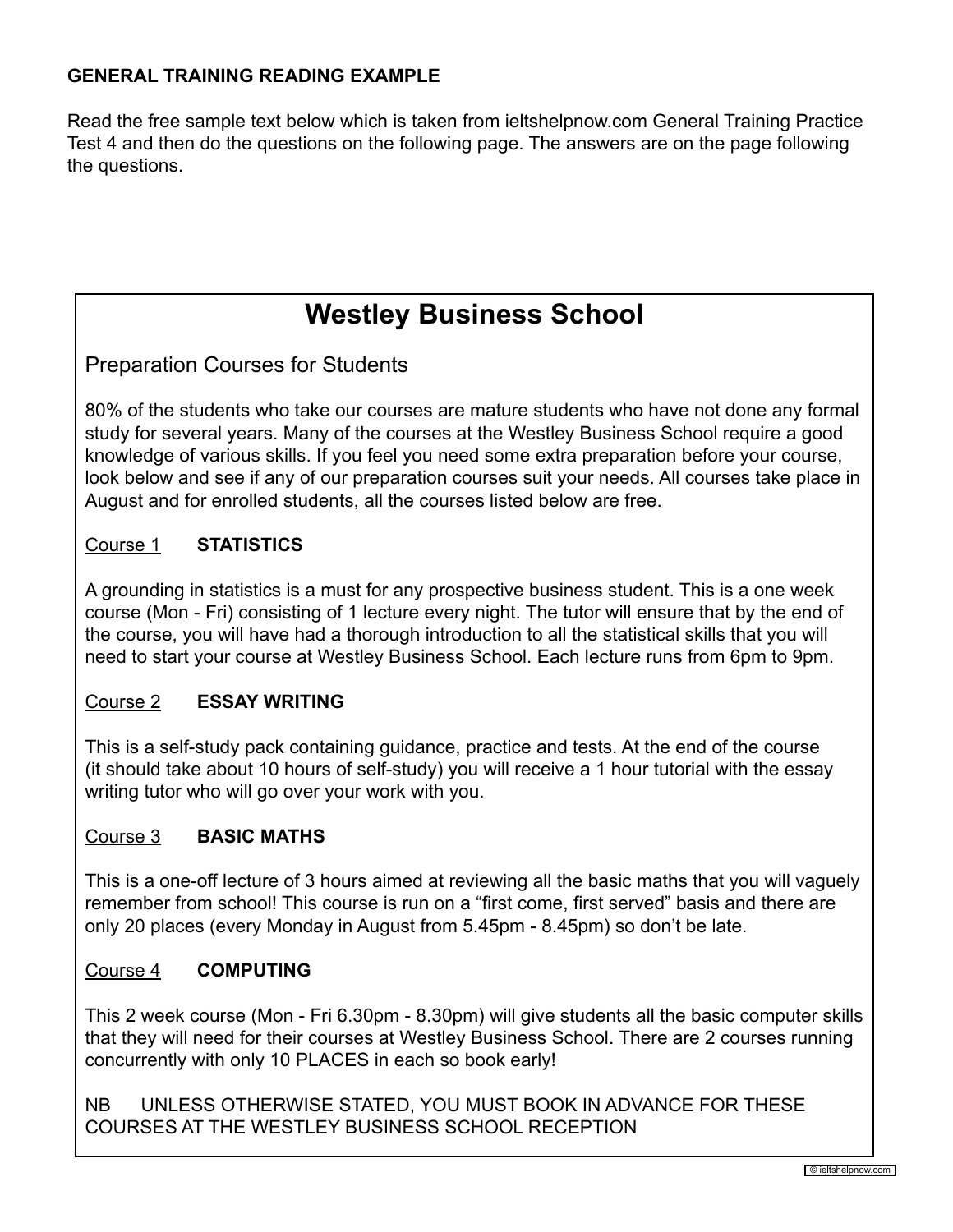**GENERAL TRAINING READING EXAMPLE**

Read the free sample text below which is taken from ieltshelpnow.com General Training Practice Test 4 and then do the questions on the following page. The answers are on the page following the questions.

# Westley Business School

## Preparation Courses for Students

80% of the students who take our courses are mature students who have not done any formal study for several years. Many of the courses at the Westley Business School require a good knowledge of various skills. If you feel you need some extra preparation before your course, look below and see if any of our preparation courses suit your needs. All courses take place in August and for enrolled students, all the courses listed below are free.

### Course 1 **STATISTICS**

A grounding in statistics is a must for any prospective business student. This is a one week course (Mon - Fri) consisting of 1 lecture every night. The tutor will ensure that by the end of the course, you will have had a thorough introduction to all the statistical skills that you will need to start your course at Westley Business School. Each lecture runs from 6pm to 9pm.

### Course 2 **ESSAY WRITING**

This is a self-study pack containing guidance, practice and tests. At the end of the course (it should take about 10 hours of self-study) you will receive a 1 hour tutorial with the essay writing tutor who will go over your work with you.

### Course 3 **BASIC MATHS**

This is a one-off lecture of 3 hours aimed at reviewing all the basic maths that you will vaguely remember from school! This course is run on a "first come, first served" basis and there are only 20 places (every Monday in August from 5.45pm - 8.45pm) so don't be late.

### Course 4 **COMPUTING**

This 2 week course (Mon - Fri 6.30pm - 8.30pm) will give students all the basic computer skills that they will need for their courses at Westley Business School. There are 2 courses running concurrently with only 10 PLACES in each so book early!

NB UNLESS OTHERWISE STATED, YOU MUST BOOK IN ADVANCE FOR THESE COURSES AT THE WESTLEY BUSINESS SCHOOL RECEPTION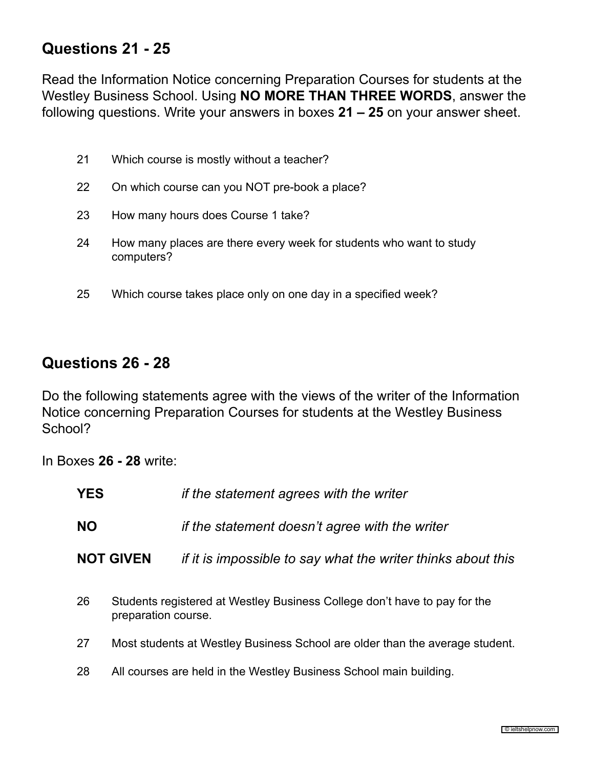## Questions 21 - 25

Read the Information Notice concerning Preparation Courses for students at the Westley Business School. Using **NO MORE THAN THREE WORDS**, answer the following questions. Write your answers in boxes **21 – 25** on your answer sheet.

21 Which course is mostly without a teacher?

22 On which course can you NOT pre-book a place?

23 How many hours does Course 1 take?

24 How many places are there every week for students who want to study computers?

25 Which course takes place only on one day in a specified week?

## Questions 26 - 28

Do the following statements agree with the views of the writer of the Information Notice concerning Preparation Courses for students at the Westley Business School?

In Boxes **26 - 28** write:

| | |
|---|---|
| **YES** | *if the statement agrees with the writer* |
| **NO** | *if the statement doesn't agree with the writer* |
| **NOT GIVEN** | *if it is impossible to say what the writer thinks about this* |

26 Students registered at Westley Business College don't have to pay for the preparation course.

27 Most students at Westley Business School are older than the average student.

28 All courses are held in the Westley Business School main building.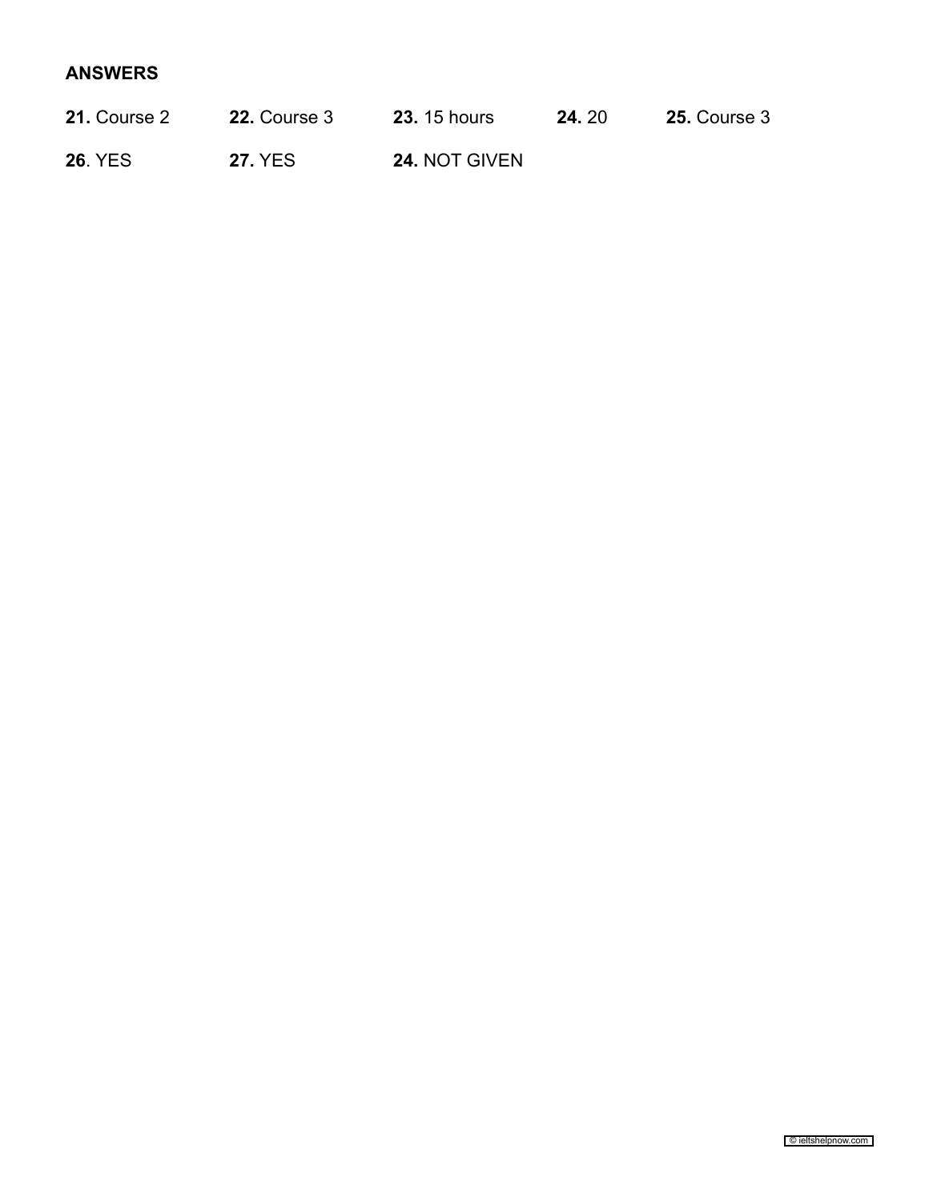**ANSWERS**

**21.** Course 2 **22.** Course 3 **23.** 15 hours **24.** 20 **25.** Course 3

**26**. YES **27.** YES **24.** NOT GIVEN